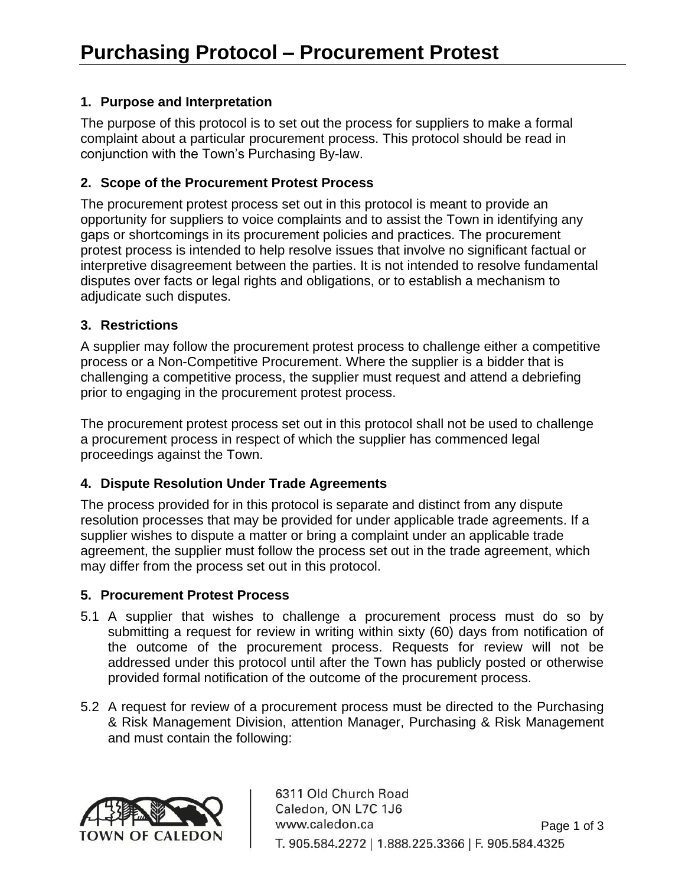# Purchasing Protocol – Procurement Protest

## 1. Purpose and Interpretation

The purpose of this protocol is to set out the process for suppliers to make a formal complaint about a particular procurement process. This protocol should be read in conjunction with the Town's Purchasing By-law.

## 2. Scope of the Procurement Protest Process

The procurement protest process set out in this protocol is meant to provide an opportunity for suppliers to voice complaints and to assist the Town in identifying any gaps or shortcomings in its procurement policies and practices. The procurement protest process is intended to help resolve issues that involve no significant factual or interpretive disagreement between the parties. It is not intended to resolve fundamental disputes over facts or legal rights and obligations, or to establish a mechanism to adjudicate such disputes.

## 3. Restrictions

A supplier may follow the procurement protest process to challenge either a competitive process or a Non-Competitive Procurement. Where the supplier is a bidder that is challenging a competitive process, the supplier must request and attend a debriefing prior to engaging in the procurement protest process.

The procurement protest process set out in this protocol shall not be used to challenge a procurement process in respect of which the supplier has commenced legal proceedings against the Town.

## 4. Dispute Resolution Under Trade Agreements

The process provided for in this protocol is separate and distinct from any dispute resolution processes that may be provided for under applicable trade agreements. If a supplier wishes to dispute a matter or bring a complaint under an applicable trade agreement, the supplier must follow the process set out in the trade agreement, which may differ from the process set out in this protocol.

## 5. Procurement Protest Process

5.1 A supplier that wishes to challenge a procurement process must do so by submitting a request for review in writing within sixty (60) days from notification of the outcome of the procurement process. Requests for review will not be addressed under this protocol until after the Town has publicly posted or otherwise provided formal notification of the outcome of the procurement process.

5.2 A request for review of a procurement process must be directed to the Purchasing & Risk Management Division, attention Manager, Purchasing & Risk Management and must contain the following: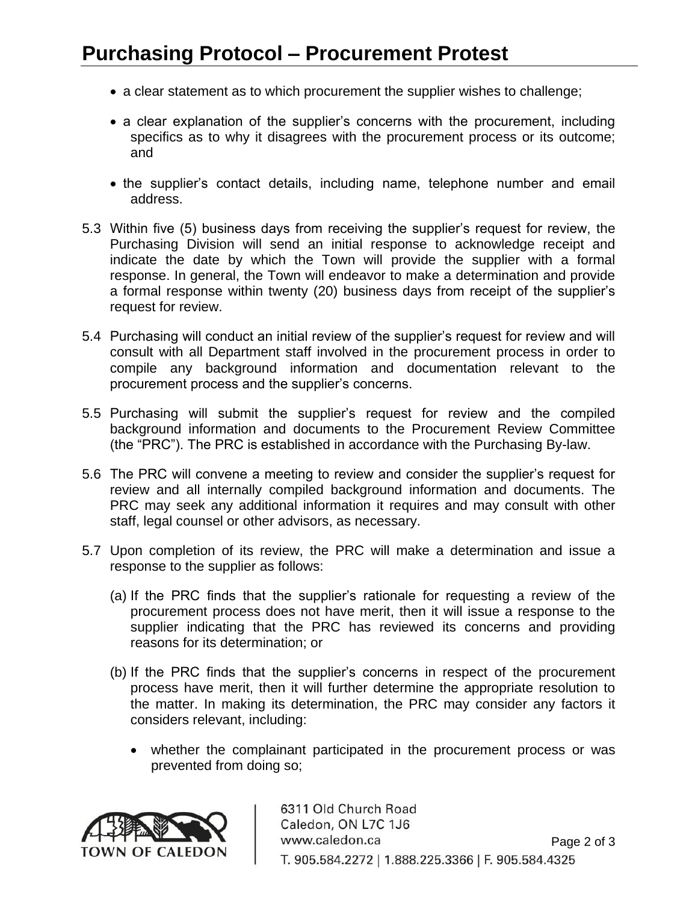- a clear statement as to which procurement the supplier wishes to challenge;
- a clear explanation of the supplier's concerns with the procurement, including specifics as to why it disagrees with the procurement process or its outcome; and
- the supplier's contact details, including name, telephone number and email address.

5.3 Within five (5) business days from receiving the supplier's request for review, the Purchasing Division will send an initial response to acknowledge receipt and indicate the date by which the Town will provide the supplier with a formal response. In general, the Town will endeavor to make a determination and provide a formal response within twenty (20) business days from receipt of the supplier's request for review.

5.4 Purchasing will conduct an initial review of the supplier's request for review and will consult with all Department staff involved in the procurement process in order to compile any background information and documentation relevant to the procurement process and the supplier's concerns.

5.5 Purchasing will submit the supplier's request for review and the compiled background information and documents to the Procurement Review Committee (the "PRC"). The PRC is established in accordance with the Purchasing By-law.

5.6 The PRC will convene a meeting to review and consider the supplier's request for review and all internally compiled background information and documents. The PRC may seek any additional information it requires and may consult with other staff, legal counsel or other advisors, as necessary.

5.7 Upon completion of its review, the PRC will make a determination and issue a response to the supplier as follows:

(a) If the PRC finds that the supplier's rationale for requesting a review of the procurement process does not have merit, then it will issue a response to the supplier indicating that the PRC has reviewed its concerns and providing reasons for its determination; or

(b) If the PRC finds that the supplier's concerns in respect of the procurement process have merit, then it will further determine the appropriate resolution to the matter. In making its determination, the PRC may consider any factors it considers relevant, including:

- whether the complainant participated in the procurement process or was prevented from doing so;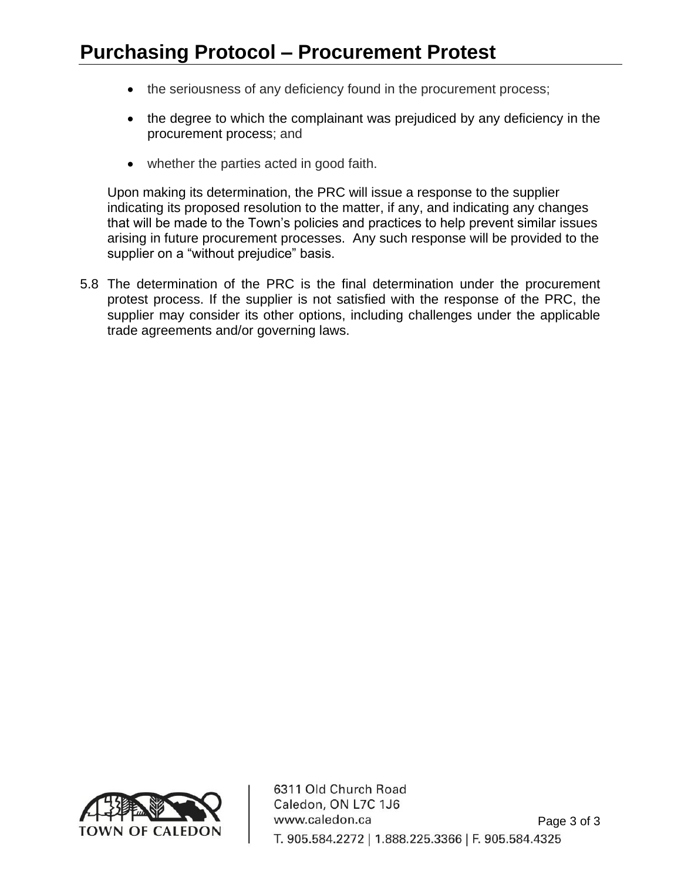- the seriousness of any deficiency found in the procurement process;
- the degree to which the complainant was prejudiced by any deficiency in the procurement process; and
- whether the parties acted in good faith.

Upon making its determination, the PRC will issue a response to the supplier indicating its proposed resolution to the matter, if any, and indicating any changes that will be made to the Town's policies and practices to help prevent similar issues arising in future procurement processes. Any such response will be provided to the supplier on a "without prejudice" basis.

5.8 The determination of the PRC is the final determination under the procurement protest process. If the supplier is not satisfied with the response of the PRC, the supplier may consider its other options, including challenges under the applicable trade agreements and/or governing laws.